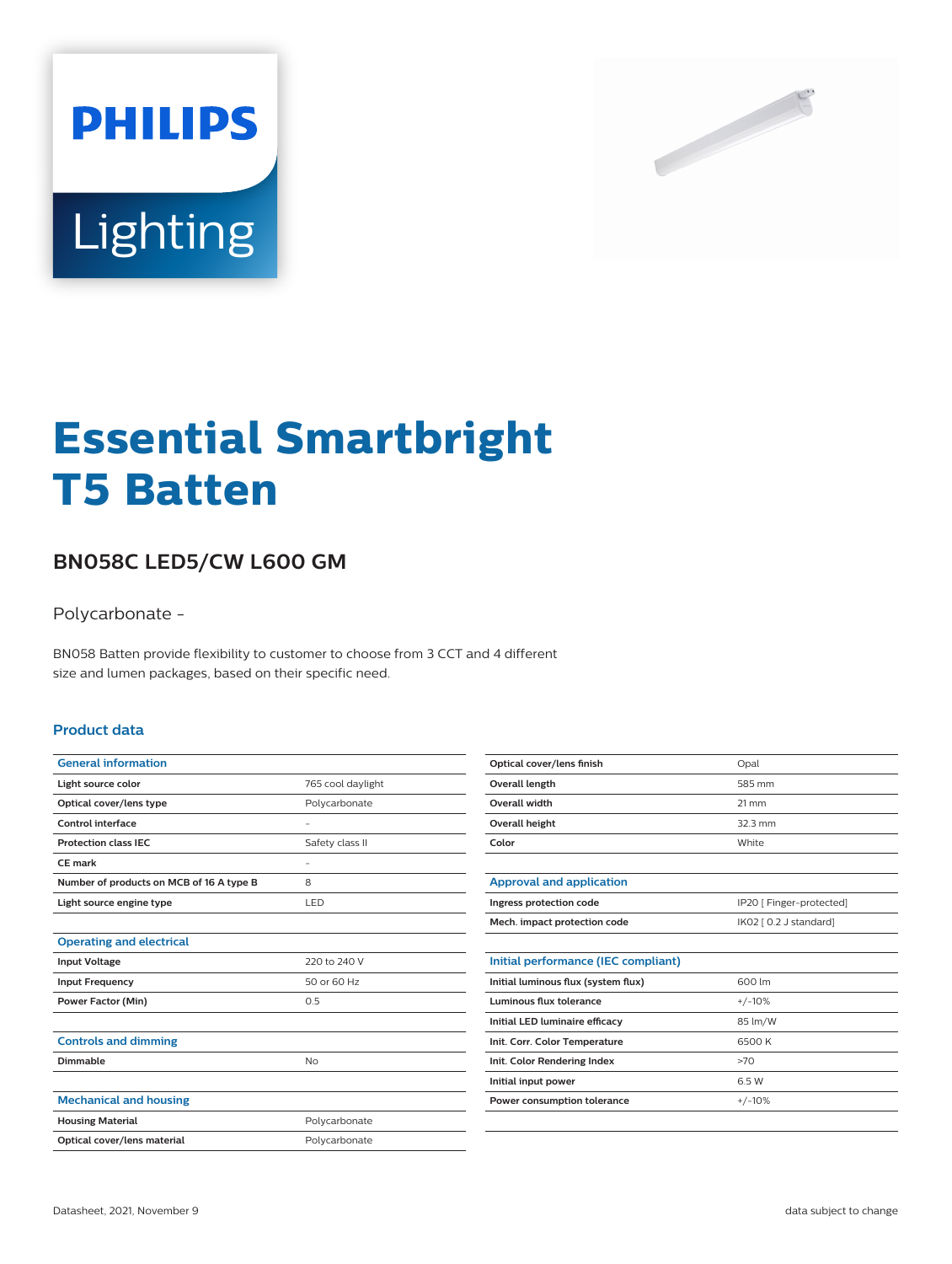# Essential Smartbright T5 Batten

## BN058C LED5/CW L600 GM

Polycarbonate -

BN058 Batten provide flexibility to customer to choose from 3 CCT and 4 different size and lumen packages, based on their specific need.

### Product data

| General information | |
|---|---|
| Light source color | 765 cool daylight |
| Optical cover/lens type | Polycarbonate |
| Control interface | - |
| Protection class IEC | Safety class II |
| CE mark | - |
| Number of products on MCB of 16 A type B | 8 |
| Light source engine type | LED |

| Operating and electrical | |
|---|---|
| Input Voltage | 220 to 240 V |
| Input Frequency | 50 or 60 Hz |
| Power Factor (Min) | 0.5 |

| Controls and dimming | |
|---|---|
| Dimmable | No |

| Mechanical and housing | |
|---|---|
| Housing Material | Polycarbonate |
| Optical cover/lens material | Polycarbonate |
| Optical cover/lens finish | Opal |
| Overall length | 585 mm |
| Overall width | 21 mm |
| Overall height | 32.3 mm |
| Color | White |

| Approval and application | |
|---|---|
| Ingress protection code | IP20 [ Finger-protected] |
| Mech. impact protection code | IK02 [ 0.2 J standard] |

| Initial performance (IEC compliant) | |
|---|---|
| Initial luminous flux (system flux) | 600 lm |
| Luminous flux tolerance | +/-10% |
| Initial LED luminaire efficacy | 85 lm/W |
| Init. Corr. Color Temperature | 6500 K |
| Init. Color Rendering Index | >70 |
| Initial input power | 6.5 W |
| Power consumption tolerance | +/-10% |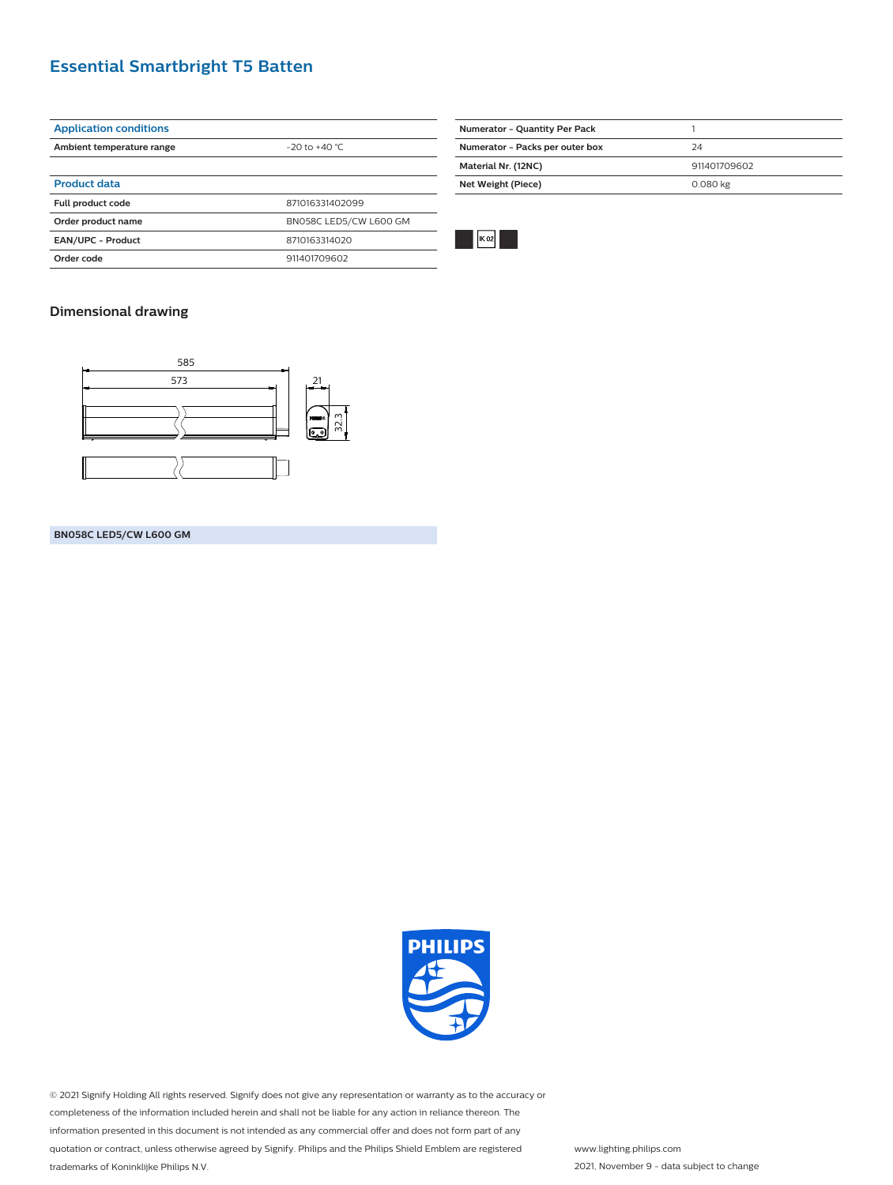# Essential Smartbright T5 Batten

| Application conditions | |
|---|---|
| Ambient temperature range | -20 to +40 °C |

| Product data | |
|---|---|
| Full product code | 871016331402099 |
| Order product name | BN058C LED5/CW L600 GM |
| EAN/UPC - Product | 8710163314020 |
| Order code | 911401709602 |

| | |
|---|---|
| Numerator - Quantity Per Pack | 1 |
| Numerator - Packs per outer box | 24 |
| Material Nr. (12NC) | 911401709602 |
| Net Weight (Piece) | 0.080 kg |

IK 02

## Dimensional drawing

585
573
21
32.3

BN058C LED5/CW L600 GM

© 2021 Signify Holding All rights reserved. Signify does not give any representation or warranty as to the accuracy or completeness of the information included herein and shall not be liable for any action in reliance thereon. The information presented in this document is not intended as any commercial offer and does not form part of any quotation or contract, unless otherwise agreed by Signify. Philips and the Philips Shield Emblem are registered trademarks of Koninklijke Philips N.V.

www.lighting.philips.com
2021, November 9 - data subject to change